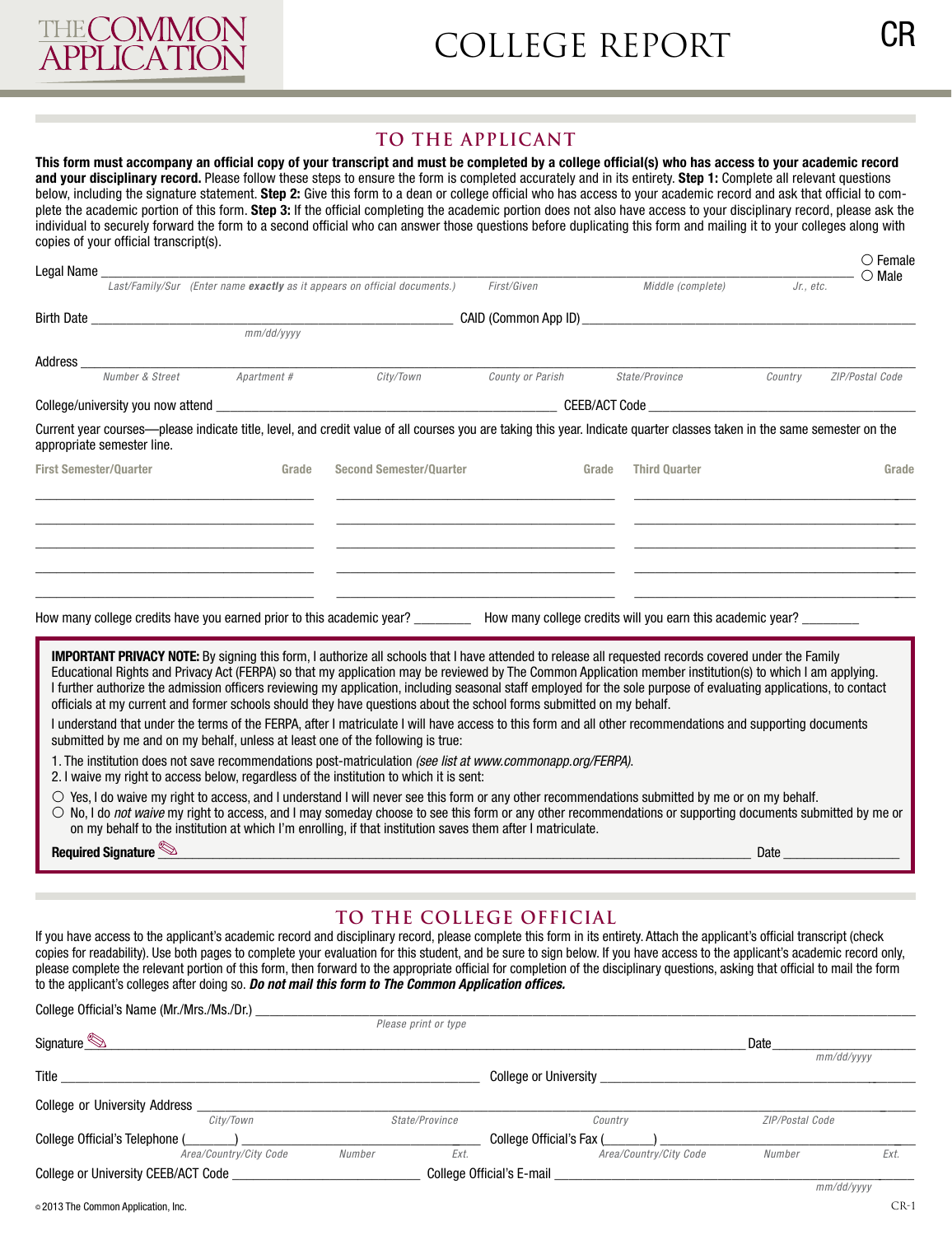THE COMMON APPLICATION

# COLLEGE REPORT

CR

## TO THE APPLICANT

**This form must accompany an official copy of your transcript and must be completed by a college official(s) who has access to your academic record and your disciplinary record.** Please follow these steps to ensure the form is completed accurately and in its entirety. **Step 1:** Complete all relevant questions below, including the signature statement. **Step 2:** Give this form to a dean or college official who has access to your academic record and ask that official to complete the academic portion of this form. **Step 3:** If the official completing the academic portion does not also have access to your disciplinary record, please ask the individual to securely forward the form to a second official who can answer those questions before duplicating this form and mailing it to your colleges along with copies of your official transcript(s).

Legal Name ______________________________________________________________________ ○ Female ○ Male
*Last/Family/Sur (Enter name **exactly** as it appears on official documents.)* *First/Given* *Middle (complete)* *Jr., etc.*

Birth Date ____________________ CAID (Common App ID) ____________________
*mm/dd/yyyy*

Address ______________________________________________________________________
*Number & Street* *Apartment #* *City/Town* *County or Parish* *State/Province* *Country* *ZIP/Postal Code*

College/university you now attend ____________________ CEEB/ACT Code ____________________

Current year courses—please indicate title, level, and credit value of all courses you are taking this year. Indicate quarter classes taken in the same semester on the appropriate semester line.

| First Semester/Quarter | Grade | Second Semester/Quarter | Grade | Third Quarter | Grade |
|---|---|---|---|---|---|
| | | | | | |
| | | | | | |
| | | | | | |
| | | | | | |
| | | | | | |

How many college credits have you earned prior to this academic year? ________ How many college credits will you earn this academic year? ________

**IMPORTANT PRIVACY NOTE:** By signing this form, I authorize all schools that I have attended to release all requested records covered under the Family Educational Rights and Privacy Act (FERPA) so that my application may be reviewed by The Common Application member institution(s) to which I am applying. I further authorize the admission officers reviewing my application, including seasonal staff employed for the sole purpose of evaluating applications, to contact officials at my current and former schools should they have questions about the school forms submitted on my behalf.

I understand that under the terms of the FERPA, after I matriculate I will have access to this form and all other recommendations and supporting documents submitted by me and on my behalf, unless at least one of the following is true:

1. The institution does not save recommendations post-matriculation *(see list at www.commonapp.org/FERPA)*.
2. I waive my right to access below, regardless of the institution to which it is sent:

○ Yes, I do waive my right to access, and I understand I will never see this form or any other recommendations submitted by me or on my behalf.
○ No, I do *not waive* my right to access, and I may someday choose to see this form or any other recommendations or supporting documents submitted by me or on my behalf to the institution at which I'm enrolling, if that institution saves them after I matriculate.

**Required Signature** ____________________ Date ____________________

## TO THE COLLEGE OFFICIAL

If you have access to the applicant's academic record and disciplinary record, please complete this form in its entirety. Attach the applicant's official transcript (check copies for readability). Use both pages to complete your evaluation for this student, and be sure to sign below. If you have access to the applicant's academic record only, please complete the relevant portion of this form, then forward to the appropriate official for completion of the disciplinary questions, asking that official to mail the form to the applicant's colleges after doing so. ***Do not mail this form to The Common Application offices.***

College Official's Name (Mr./Mrs./Ms./Dr.) ____________________
*Please print or type*

Signature ____________________ Date ____________________
*mm/dd/yyyy*

Title ____________________ College or University ____________________

College or University Address ____________________
*City/Town* *State/Province* *Country* *ZIP/Postal Code*

College Official's Telephone (_______) ____________________ College Official's Fax (_______) ____________________
*Area/Country/City Code* *Number* *Ext.* *Area/Country/City Code* *Number* *Ext.*

College or University CEEB/ACT Code ____________________ College Official's E-mail ____________________
*mm/dd/yyyy*

© 2013 The Common Application, Inc.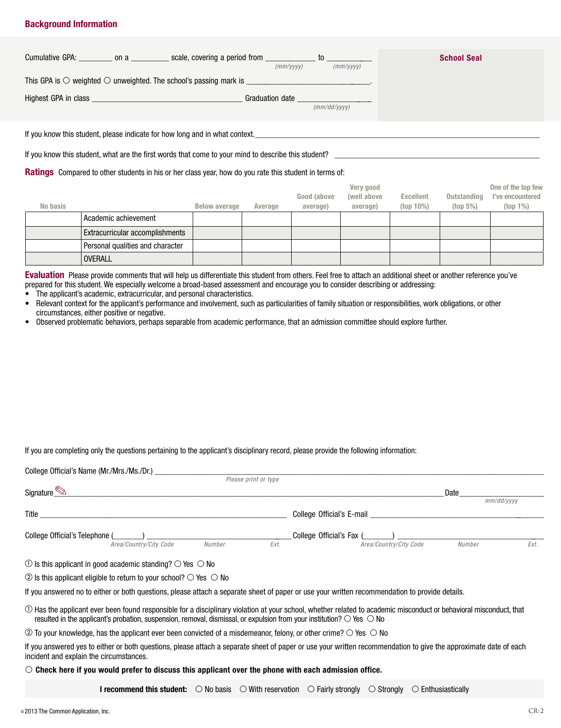## Background Information

Cumulative GPA: ________ on a _________ scale, covering a period from ____________ (mm/yyyy) to ___________ (mm/yyyy)

This GPA is ○ weighted ○ unweighted. The school's passing mark is ______________________________.

Highest GPA in class ____________________________________ Graduation date _________________ (mm/dd/yyyy)

**School Seal**

If you know this student, please indicate for how long and in what context.______________________________________________________________________________

If you know this student, what are the first words that come to your mind to describe this student? ____________________________________________________

**Ratings** Compared to other students in his or her class year, how do you rate this student in terms of:

| No basis | | Below average | Average | Good (above average) | Very good (well above average) | Excellent (top 10%) | Outstanding (top 5%) | One of the top few I've encountered (top 1%) |
|---|---|---|---|---|---|---|---|---|
| | Academic achievement | | | | | | | |
| | Extracurricular accomplishments | | | | | | | |
| | Personal qualities and character | | | | | | | |
| | OVERALL | | | | | | | |

**Evaluation** Please provide comments that will help us differentiate this student from others. Feel free to attach an additional sheet or another reference you've prepared for this student. We especially welcome a broad-based assessment and encourage you to consider describing or addressing:

- The applicant's academic, extracurricular, and personal characteristics.
- Relevant context for the applicant's performance and involvement, such as particularities of family situation or responsibilities, work obligations, or other circumstances, either positive or negative.
- Observed problematic behaviors, perhaps separable from academic performance, that an admission committee should explore further.

If you are completing only the questions pertaining to the applicant's disciplinary record, please provide the following information:

College Official's Name (Mr./Mrs./Ms./Dr.) ________________________________________________________________________________________
*Please print or type*

Signature ________________________________________________________________________________ Date _______________ *mm/dd/yyyy*

Title _______________________________________________________ College Official's E-mail ________________________________________

College Official's Telephone (_______) ______________________________ College Official's Fax (_______) ______________________________
*Area/Country/City Code  Number  Ext.*  *Area/Country/City Code  Number  Ext.*

① Is this applicant in good academic standing? ○ Yes ○ No

② Is this applicant eligible to return to your school? ○ Yes ○ No

If you answered no to either or both questions, please attach a separate sheet of paper or use your written recommendation to provide details.

① Has the applicant ever been found responsible for a disciplinary violation at your school, whether related to academic misconduct or behavioral misconduct, that resulted in the applicant's probation, suspension, removal, dismissal, or expulsion from your institution? ○ Yes ○ No

② To your knowledge, has the applicant ever been convicted of a misdemeanor, felony, or other crime? ○ Yes ○ No

If you answered yes to either or both questions, please attach a separate sheet of paper or use your written recommendation to give the approximate date of each incident and explain the circumstances.

○ **Check here if you would prefer to discuss this applicant over the phone with each admission office.**

**I recommend this student:** ○ No basis ○ With reservation ○ Fairly strongly ○ Strongly ○ Enthusiastically

© 2013 The Common Application, Inc.